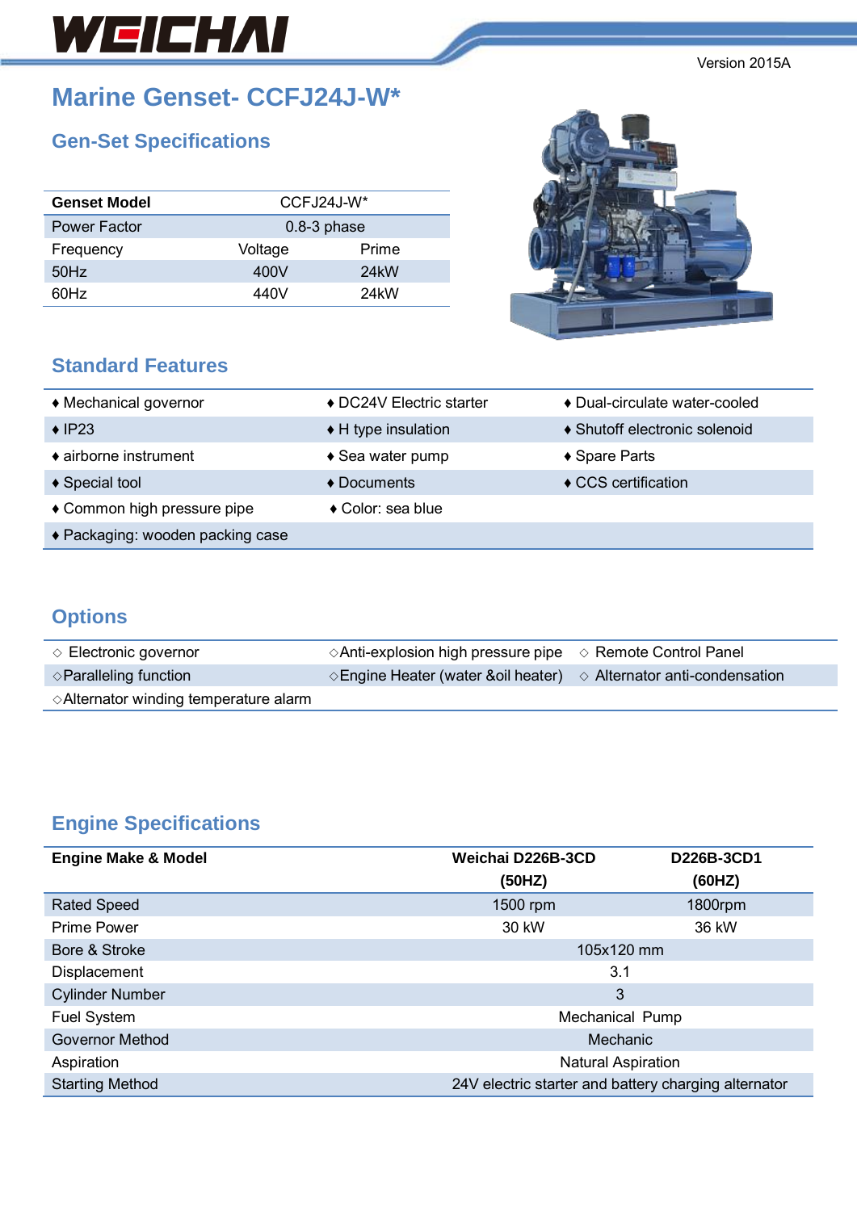WEICHAI

Version 2015A

# Marine Genset- CCFJ24J-W*

## Gen-Set Specifications

| Genset Model | CCFJ24J-W* | |
|---|---|---|
| Power Factor | 0.8-3 phase | |
| Frequency | Voltage | Prime |
| 50Hz | 400V | 24kW |
| 60Hz | 440V | 24kW |

## Standard Features

| | | |
|---|---|---|
| ♦ Mechanical governor | ♦ DC24V Electric starter | ♦ Dual-circulate water-cooled |
| ♦ IP23 | ♦ H type insulation | ♦ Shutoff electronic solenoid |
| ♦ airborne instrument | ♦ Sea water pump | ♦ Spare Parts |
| ♦ Special tool | ♦ Documents | ♦ CCS certification |
| ♦ Common high pressure pipe | ♦ Color: sea blue | |
| ♦ Packaging: wooden packing case | | |

## Options

| | | |
|---|---|---|
| ◇ Electronic governor | ◇Anti-explosion high pressure pipe | ◇ Remote Control Panel |
| ◇Paralleling function | ◇Engine Heater (water &oil heater) | ◇ Alternator anti-condensation |
| ◇Alternator winding temperature alarm | | |

## Engine Specifications

| Engine Make & Model | Weichai D226B-3CD (50HZ) | D226B-3CD1 (60HZ) |
|---|---|---|
| Rated Speed | 1500 rpm | 1800rpm |
| Prime Power | 30 kW | 36 kW |
| Bore & Stroke | 105x120 mm | |
| Displacement | 3.1 | |
| Cylinder Number | 3 | |
| Fuel System | Mechanical Pump | |
| Governor Method | Mechanic | |
| Aspiration | Natural Aspiration | |
| Starting Method | 24V electric starter and battery charging alternator | |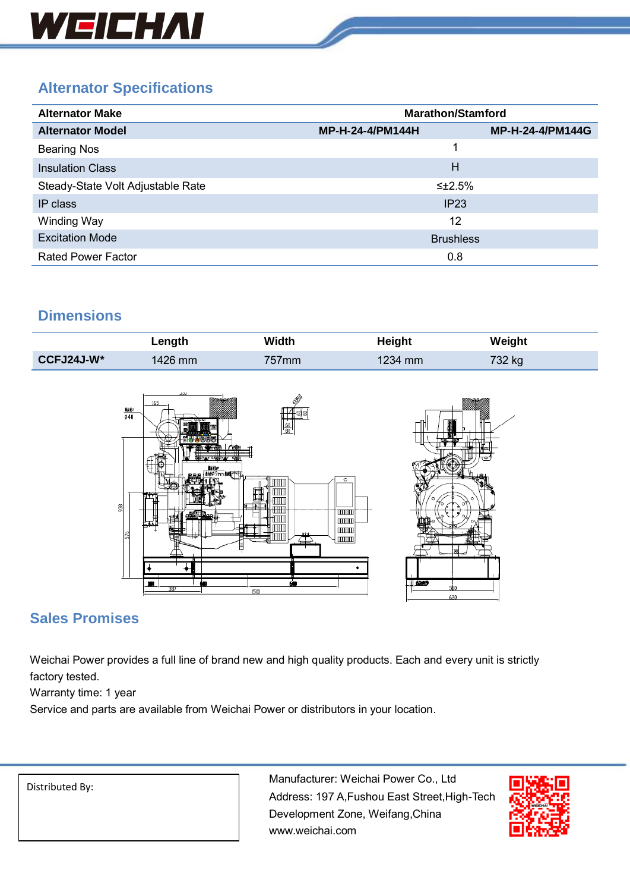## Alternator Specifications

| Alternator Make | Marathon/Stamford | |
|---|---|---|
| Alternator Model | MP-H-24-4/PM144H | MP-H-24-4/PM144G |
| Bearing Nos | 1 | |
| Insulation Class | H | |
| Steady-State Volt Adjustable Rate | ≤±2.5% | |
| IP class | IP23 | |
| Winding Way | 12 | |
| Excitation Mode | Brushless | |
| Rated Power Factor | 0.8 | |

## Dimensions

| | Length | Width | Height | Weight |
|---|---|---|---|---|
| CCFJ24J-W* | 1426 mm | 757mm | 1234 mm | 732 kg |

## Sales Promises

Weichai Power provides a full line of brand new and high quality products. Each and every unit is strictly factory tested.
Warranty time: 1 year
Service and parts are available from Weichai Power or distributors in your location.

Distributed By:

Manufacturer: Weichai Power Co., Ltd
Address: 197 A,Fushou East Street,High-Tech Development Zone, Weifang,China
www.weichai.com